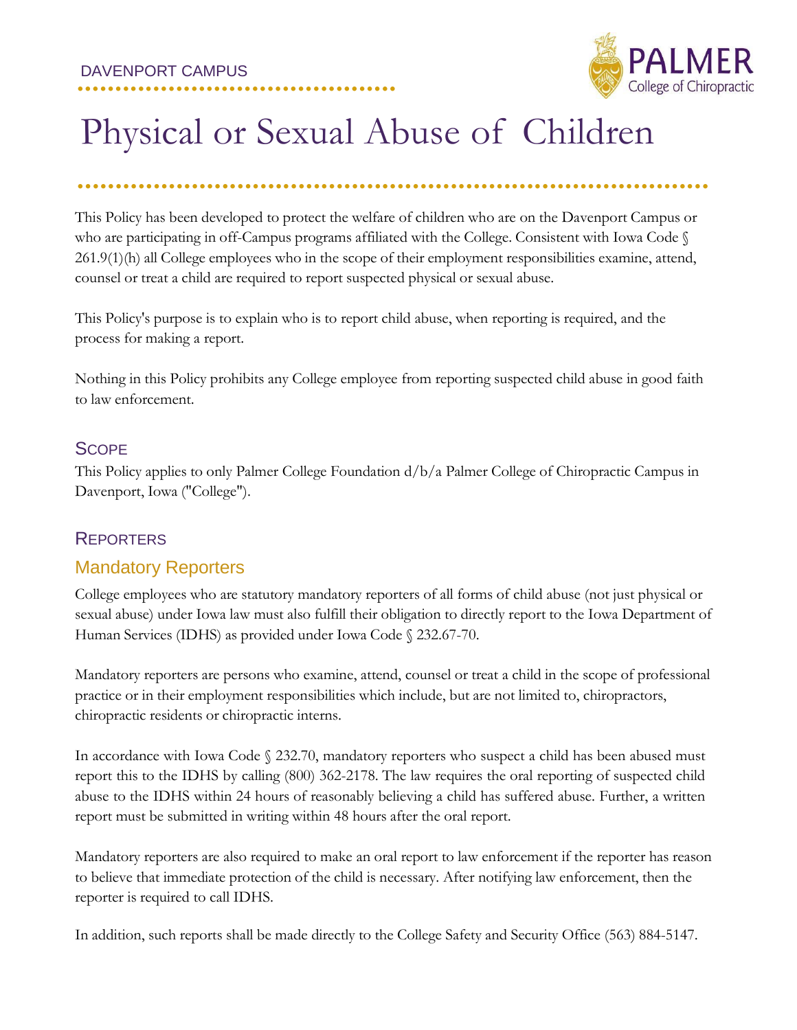DAVENPORT CAMPUS

# Physical or Sexual Abuse of Children

This Policy has been developed to protect the welfare of children who are on the Davenport Campus or who are participating in off-Campus programs affiliated with the College. Consistent with Iowa Code § 261.9(1)(h) all College employees who in the scope of their employment responsibilities examine, attend, counsel or treat a child are required to report suspected physical or sexual abuse.

This Policy's purpose is to explain who is to report child abuse, when reporting is required, and the process for making a report.

Nothing in this Policy prohibits any College employee from reporting suspected child abuse in good faith to law enforcement.

## Scope

This Policy applies to only Palmer College Foundation d/b/a Palmer College of Chiropractic Campus in Davenport, Iowa ("College").

## Reporters

### Mandatory Reporters

College employees who are statutory mandatory reporters of all forms of child abuse (not just physical or sexual abuse) under Iowa law must also fulfill their obligation to directly report to the Iowa Department of Human Services (IDHS) as provided under Iowa Code § 232.67-70.

Mandatory reporters are persons who examine, attend, counsel or treat a child in the scope of professional practice or in their employment responsibilities which include, but are not limited to, chiropractors, chiropractic residents or chiropractic interns.

In accordance with Iowa Code § 232.70, mandatory reporters who suspect a child has been abused must report this to the IDHS by calling (800) 362-2178. The law requires the oral reporting of suspected child abuse to the IDHS within 24 hours of reasonably believing a child has suffered abuse. Further, a written report must be submitted in writing within 48 hours after the oral report.

Mandatory reporters are also required to make an oral report to law enforcement if the reporter has reason to believe that immediate protection of the child is necessary. After notifying law enforcement, then the reporter is required to call IDHS.

In addition, such reports shall be made directly to the College Safety and Security Office (563) 884-5147.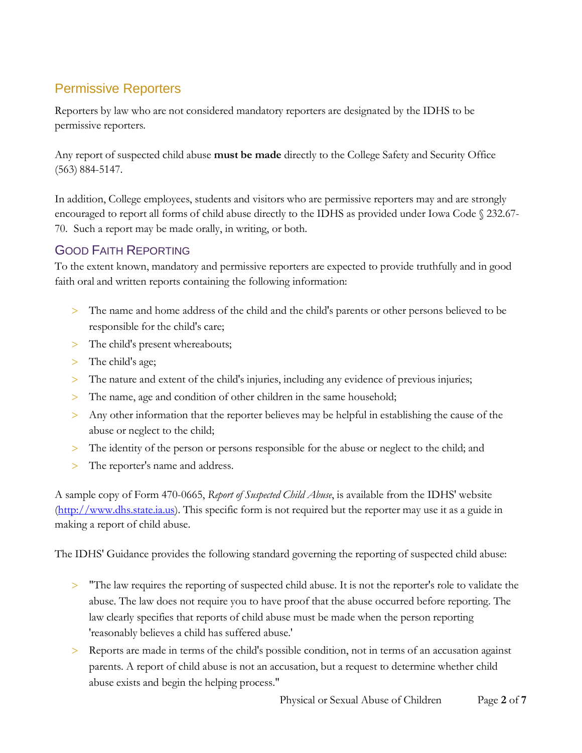## Permissive Reporters

Reporters by law who are not considered mandatory reporters are designated by the IDHS to be permissive reporters.

Any report of suspected child abuse **must be made** directly to the College Safety and Security Office (563) 884-5147.

In addition, College employees, students and visitors who are permissive reporters may and are strongly encouraged to report all forms of child abuse directly to the IDHS as provided under Iowa Code § 232.67-70. Such a report may be made orally, in writing, or both.

### Good Faith Reporting

To the extent known, mandatory and permissive reporters are expected to provide truthfully and in good faith oral and written reports containing the following information:

- The name and home address of the child and the child's parents or other persons believed to be responsible for the child's care;
- The child's present whereabouts;
- The child's age;
- The nature and extent of the child's injuries, including any evidence of previous injuries;
- The name, age and condition of other children in the same household;
- Any other information that the reporter believes may be helpful in establishing the cause of the abuse or neglect to the child;
- The identity of the person or persons responsible for the abuse or neglect to the child; and
- The reporter's name and address.

A sample copy of Form 470-0665, *Report of Suspected Child Abuse*, is available from the IDHS' website (http://www.dhs.state.ia.us). This specific form is not required but the reporter may use it as a guide in making a report of child abuse.

The IDHS' Guidance provides the following standard governing the reporting of suspected child abuse:

- "The law requires the reporting of suspected child abuse. It is not the reporter's role to validate the abuse. The law does not require you to have proof that the abuse occurred before reporting. The law clearly specifies that reports of child abuse must be made when the person reporting 'reasonably believes a child has suffered abuse.'
- Reports are made in terms of the child's possible condition, not in terms of an accusation against parents. A report of child abuse is not an accusation, but a request to determine whether child abuse exists and begin the helping process."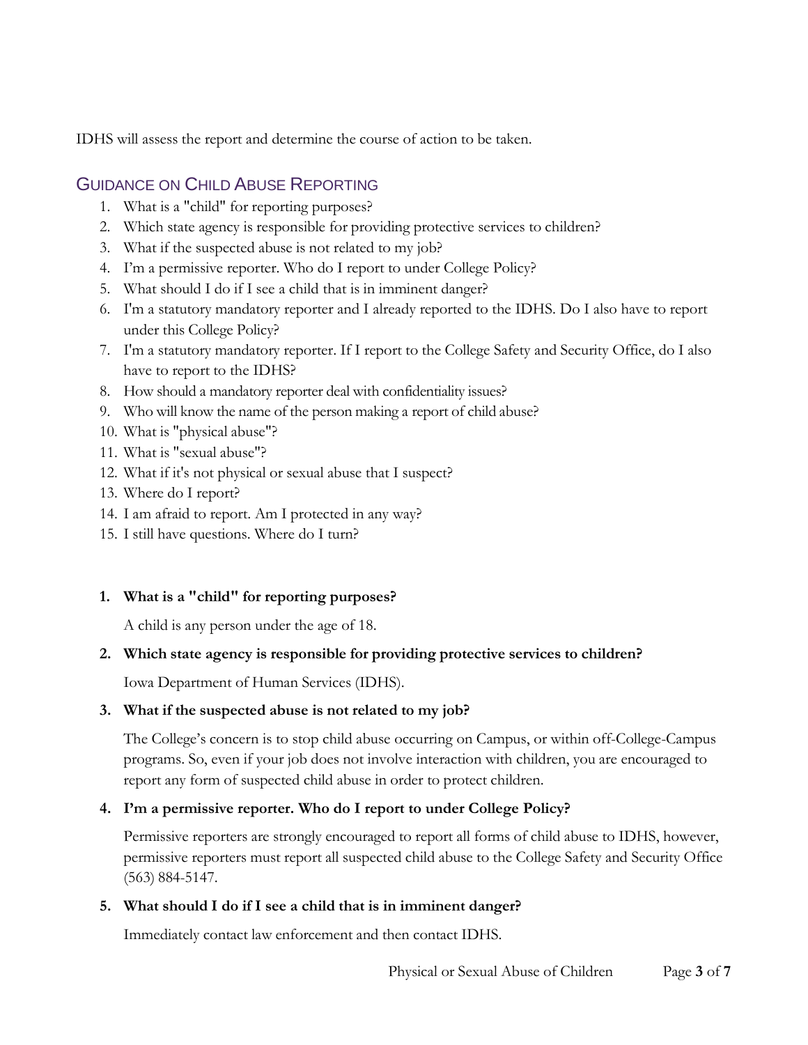IDHS will assess the report and determine the course of action to be taken.

## Guidance on Child Abuse Reporting

1. What is a "child" for reporting purposes?
2. Which state agency is responsible for providing protective services to children?
3. What if the suspected abuse is not related to my job?
4. I'm a permissive reporter. Who do I report to under College Policy?
5. What should I do if I see a child that is in imminent danger?
6. I'm a statutory mandatory reporter and I already reported to the IDHS. Do I also have to report under this College Policy?
7. I'm a statutory mandatory reporter. If I report to the College Safety and Security Office, do I also have to report to the IDHS?
8. How should a mandatory reporter deal with confidentiality issues?
9. Who will know the name of the person making a report of child abuse?
10. What is "physical abuse"?
11. What is "sexual abuse"?
12. What if it's not physical or sexual abuse that I suspect?
13. Where do I report?
14. I am afraid to report. Am I protected in any way?
15. I still have questions. Where do I turn?

**1. What is a "child" for reporting purposes?**

A child is any person under the age of 18.

**2. Which state agency is responsible for providing protective services to children?**

Iowa Department of Human Services (IDHS).

**3. What if the suspected abuse is not related to my job?**

The College's concern is to stop child abuse occurring on Campus, or within off-College-Campus programs. So, even if your job does not involve interaction with children, you are encouraged to report any form of suspected child abuse in order to protect children.

**4. I'm a permissive reporter. Who do I report to under College Policy?**

Permissive reporters are strongly encouraged to report all forms of child abuse to IDHS, however, permissive reporters must report all suspected child abuse to the College Safety and Security Office (563) 884-5147.

**5. What should I do if I see a child that is in imminent danger?**

Immediately contact law enforcement and then contact IDHS.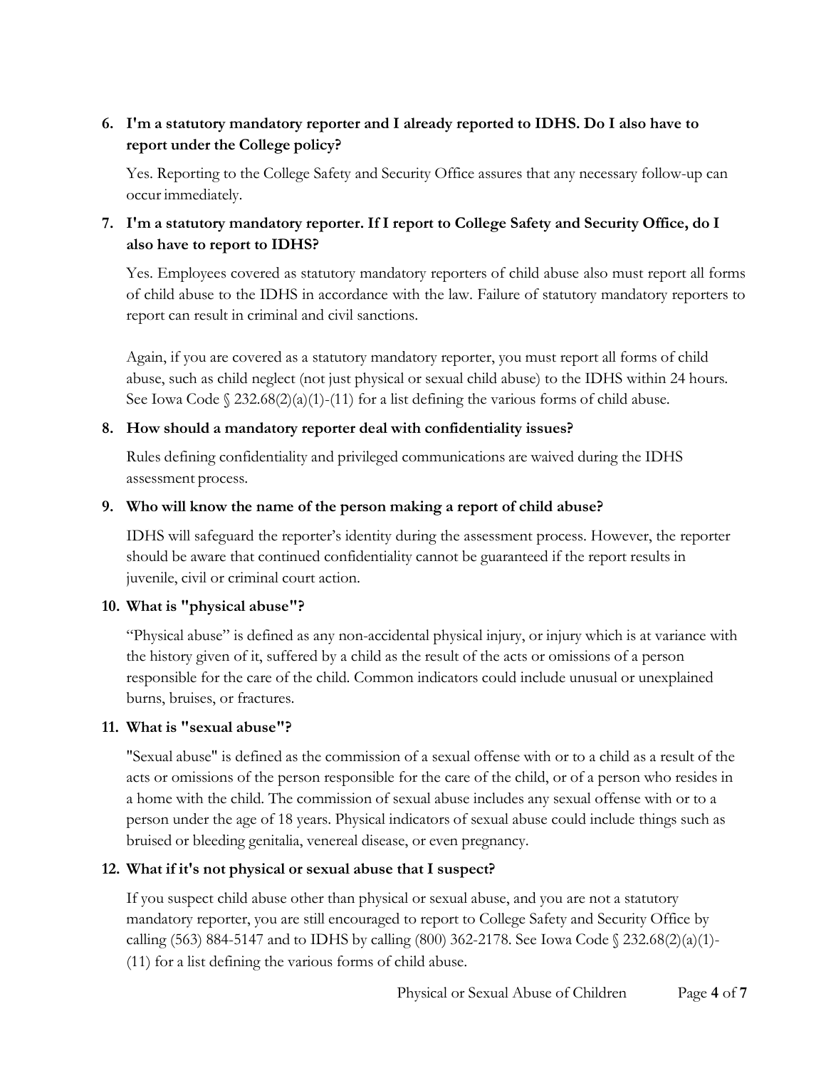6. **I'm a statutory mandatory reporter and I already reported to IDHS. Do I also have to report under the College policy?**

   Yes. Reporting to the College Safety and Security Office assures that any necessary follow-up can occur immediately.

7. **I'm a statutory mandatory reporter. If I report to College Safety and Security Office, do I also have to report to IDHS?**

   Yes. Employees covered as statutory mandatory reporters of child abuse also must report all forms of child abuse to the IDHS in accordance with the law. Failure of statutory mandatory reporters to report can result in criminal and civil sanctions.

   Again, if you are covered as a statutory mandatory reporter, you must report all forms of child abuse, such as child neglect (not just physical or sexual child abuse) to the IDHS within 24 hours. See Iowa Code § 232.68(2)(a)(1)-(11) for a list defining the various forms of child abuse.

8. **How should a mandatory reporter deal with confidentiality issues?**

   Rules defining confidentiality and privileged communications are waived during the IDHS assessment process.

9. **Who will know the name of the person making a report of child abuse?**

   IDHS will safeguard the reporter's identity during the assessment process. However, the reporter should be aware that continued confidentiality cannot be guaranteed if the report results in juvenile, civil or criminal court action.

10. **What is "physical abuse"?**

    "Physical abuse" is defined as any non-accidental physical injury, or injury which is at variance with the history given of it, suffered by a child as the result of the acts or omissions of a person responsible for the care of the child. Common indicators could include unusual or unexplained burns, bruises, or fractures.

11. **What is "sexual abuse"?**

    "Sexual abuse" is defined as the commission of a sexual offense with or to a child as a result of the acts or omissions of the person responsible for the care of the child, or of a person who resides in a home with the child. The commission of sexual abuse includes any sexual offense with or to a person under the age of 18 years. Physical indicators of sexual abuse could include things such as bruised or bleeding genitalia, venereal disease, or even pregnancy.

12. **What if it's not physical or sexual abuse that I suspect?**

    If you suspect child abuse other than physical or sexual abuse, and you are not a statutory mandatory reporter, you are still encouraged to report to College Safety and Security Office by calling (563) 884-5147 and to IDHS by calling (800) 362-2178. See Iowa Code § 232.68(2)(a)(1)-(11) for a list defining the various forms of child abuse.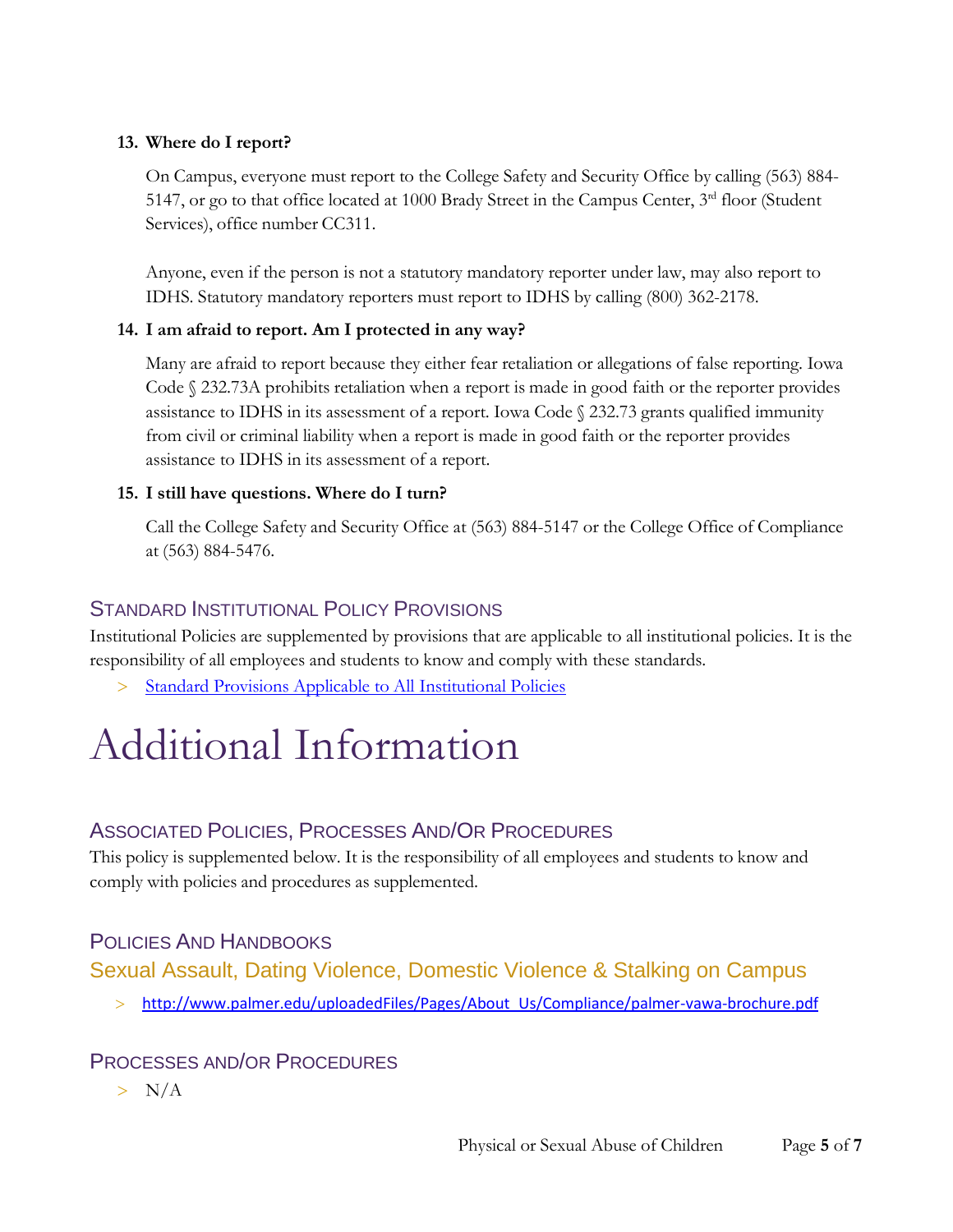**13. Where do I report?**

On Campus, everyone must report to the College Safety and Security Office by calling (563) 884-5147, or go to that office located at 1000 Brady Street in the Campus Center, 3rd floor (Student Services), office number CC311.

Anyone, even if the person is not a statutory mandatory reporter under law, may also report to IDHS. Statutory mandatory reporters must report to IDHS by calling (800) 362-2178.

**14. I am afraid to report. Am I protected in any way?**

Many are afraid to report because they either fear retaliation or allegations of false reporting. Iowa Code § 232.73A prohibits retaliation when a report is made in good faith or the reporter provides assistance to IDHS in its assessment of a report. Iowa Code § 232.73 grants qualified immunity from civil or criminal liability when a report is made in good faith or the reporter provides assistance to IDHS in its assessment of a report.

**15. I still have questions. Where do I turn?**

Call the College Safety and Security Office at (563) 884-5147 or the College Office of Compliance at (563) 884-5476.

## Standard Institutional Policy Provisions

Institutional Policies are supplemented by provisions that are applicable to all institutional policies. It is the responsibility of all employees and students to know and comply with these standards.

> Standard Provisions Applicable to All Institutional Policies

# Additional Information

## Associated Policies, Processes And/Or Procedures

This policy is supplemented below. It is the responsibility of all employees and students to know and comply with policies and procedures as supplemented.

## Policies And Handbooks

### Sexual Assault, Dating Violence, Domestic Violence & Stalking on Campus

> http://www.palmer.edu/uploadedFiles/Pages/About_Us/Compliance/palmer-vawa-brochure.pdf

## Processes and/or Procedures

> N/A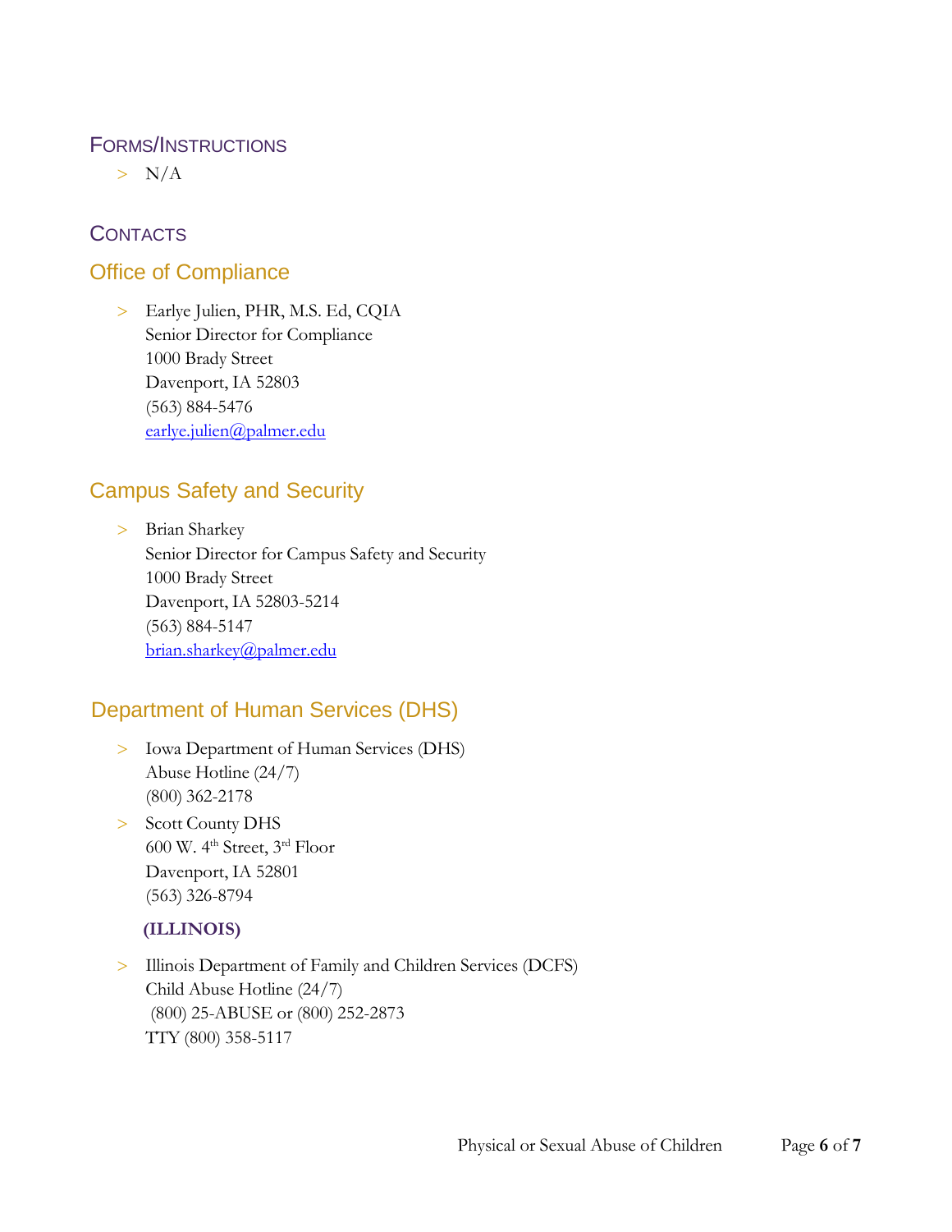## Forms/Instructions

- N/A

## Contacts

### Office of Compliance

- Earlye Julien, PHR, M.S. Ed, CQIA  
  Senior Director for Compliance  
  1000 Brady Street  
  Davenport, IA 52803  
  (563) 884-5476  
  earlye.julien@palmer.edu

### Campus Safety and Security

- Brian Sharkey  
  Senior Director for Campus Safety and Security  
  1000 Brady Street  
  Davenport, IA 52803-5214  
  (563) 884-5147  
  brian.sharkey@palmer.edu

### Department of Human Services (DHS)

- Iowa Department of Human Services (DHS)  
  Abuse Hotline (24/7)  
  (800) 362-2178
- Scott County DHS  
  600 W. 4th Street, 3rd Floor  
  Davenport, IA 52801  
  (563) 326-8794

**(ILLINOIS)**

- Illinois Department of Family and Children Services (DCFS)  
  Child Abuse Hotline (24/7)  
  (800) 25-ABUSE or (800) 252-2873  
  TTY (800) 358-5117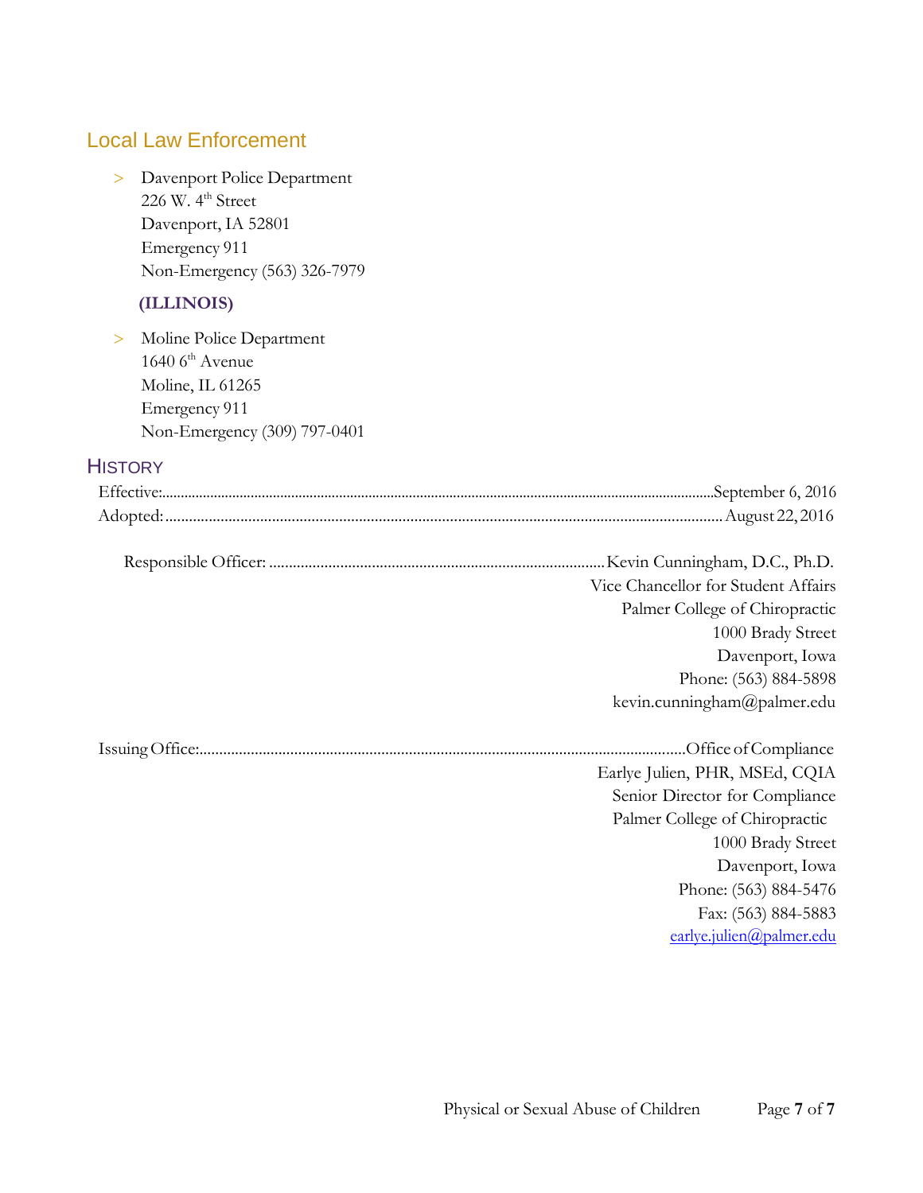## Local Law Enforcement

- Davenport Police Department
  226 W. 4th Street
  Davenport, IA 52801
  Emergency 911
  Non-Emergency (563) 326-7979

**(ILLINOIS)**

- Moline Police Department
  1640 6th Avenue
  Moline, IL 61265
  Emergency 911
  Non-Emergency (309) 797-0401

## HISTORY

Effective: September 6, 2016
Adopted: August 22, 2016

Responsible Officer: Kevin Cunningham, D.C., Ph.D.
Vice Chancellor for Student Affairs
Palmer College of Chiropractic
1000 Brady Street
Davenport, Iowa
Phone: (563) 884-5898
kevin.cunningham@palmer.edu

Issuing Office: Office of Compliance
Earlye Julien, PHR, MSEd, CQIA
Senior Director for Compliance
Palmer College of Chiropractic
1000 Brady Street
Davenport, Iowa
Phone: (563) 884-5476
Fax: (563) 884-5883
earlye.julien@palmer.edu